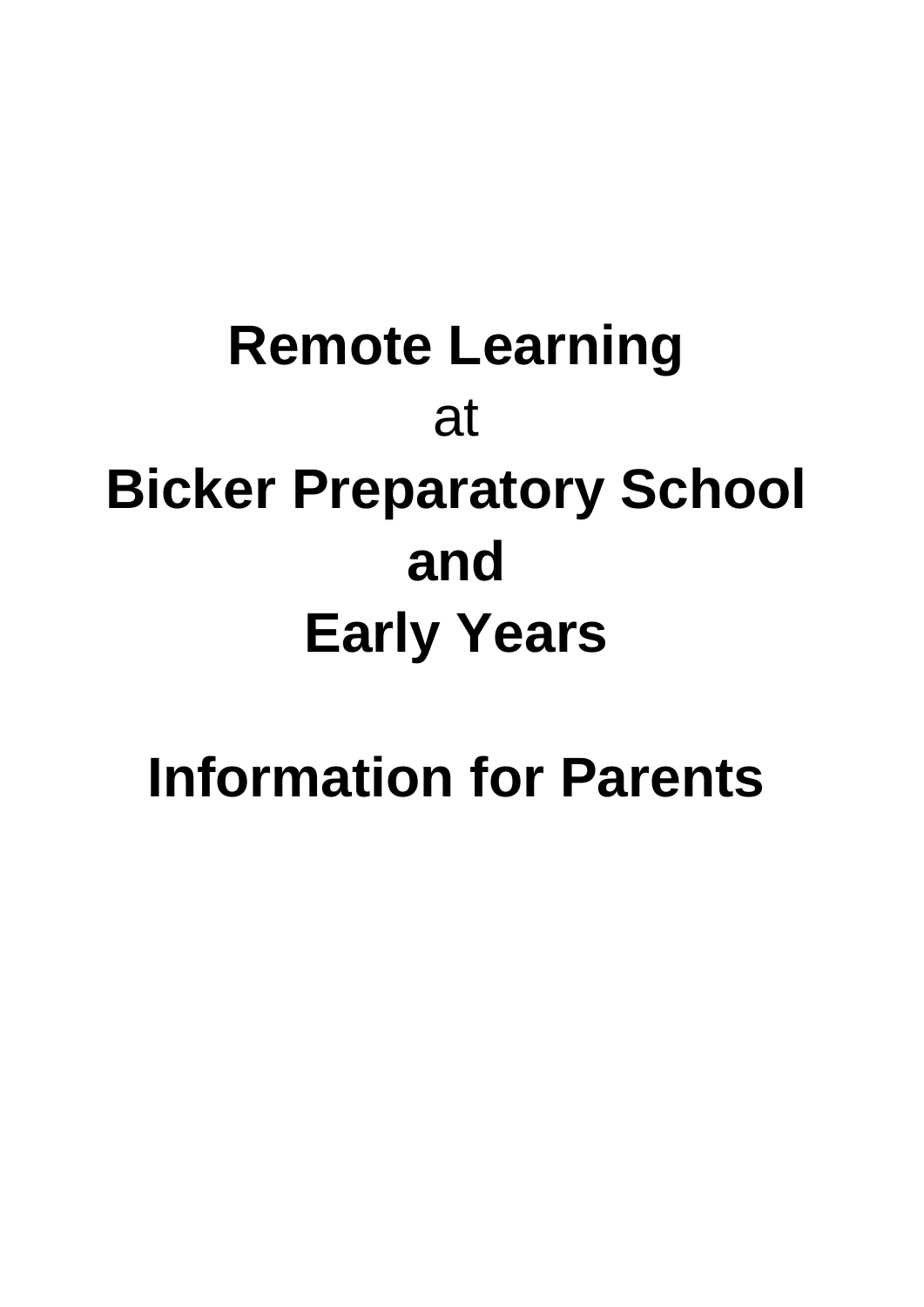# Remote Learning

at

# Bicker Preparatory School

# and

# Early Years

# Information for Parents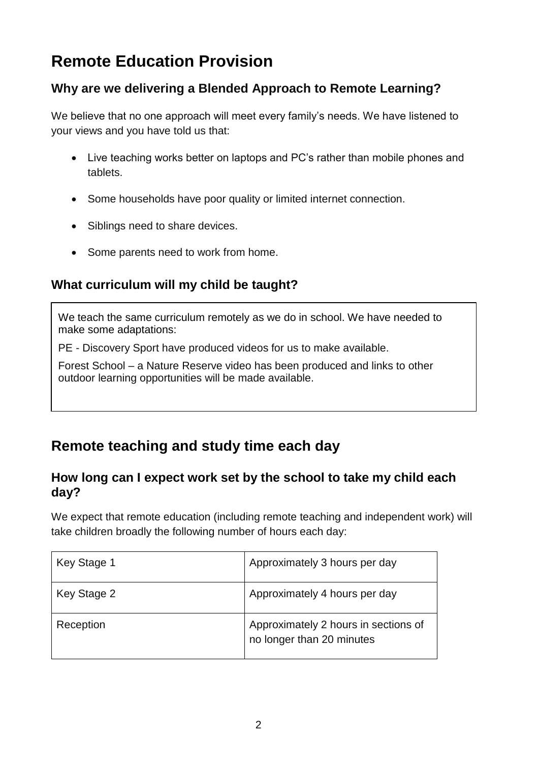# Remote Education Provision

## Why are we delivering a Blended Approach to Remote Learning?

We believe that no one approach will meet every family's needs. We have listened to your views and you have told us that:

- Live teaching works better on laptops and PC's rather than mobile phones and tablets.
- Some households have poor quality or limited internet connection.
- Siblings need to share devices.
- Some parents need to work from home.

## What curriculum will my child be taught?

We teach the same curriculum remotely as we do in school. We have needed to make some adaptations:

PE - Discovery Sport have produced videos for us to make available.

Forest School – a Nature Reserve video has been produced and links to other outdoor learning opportunities will be made available.

# Remote teaching and study time each day

## How long can I expect work set by the school to take my child each day?

We expect that remote education (including remote teaching and independent work) will take children broadly the following number of hours each day:

| | |
|---|---|
| Key Stage 1 | Approximately 3 hours per day |
| Key Stage 2 | Approximately 4 hours per day |
| Reception | Approximately 2 hours in sections of no longer than 20 minutes |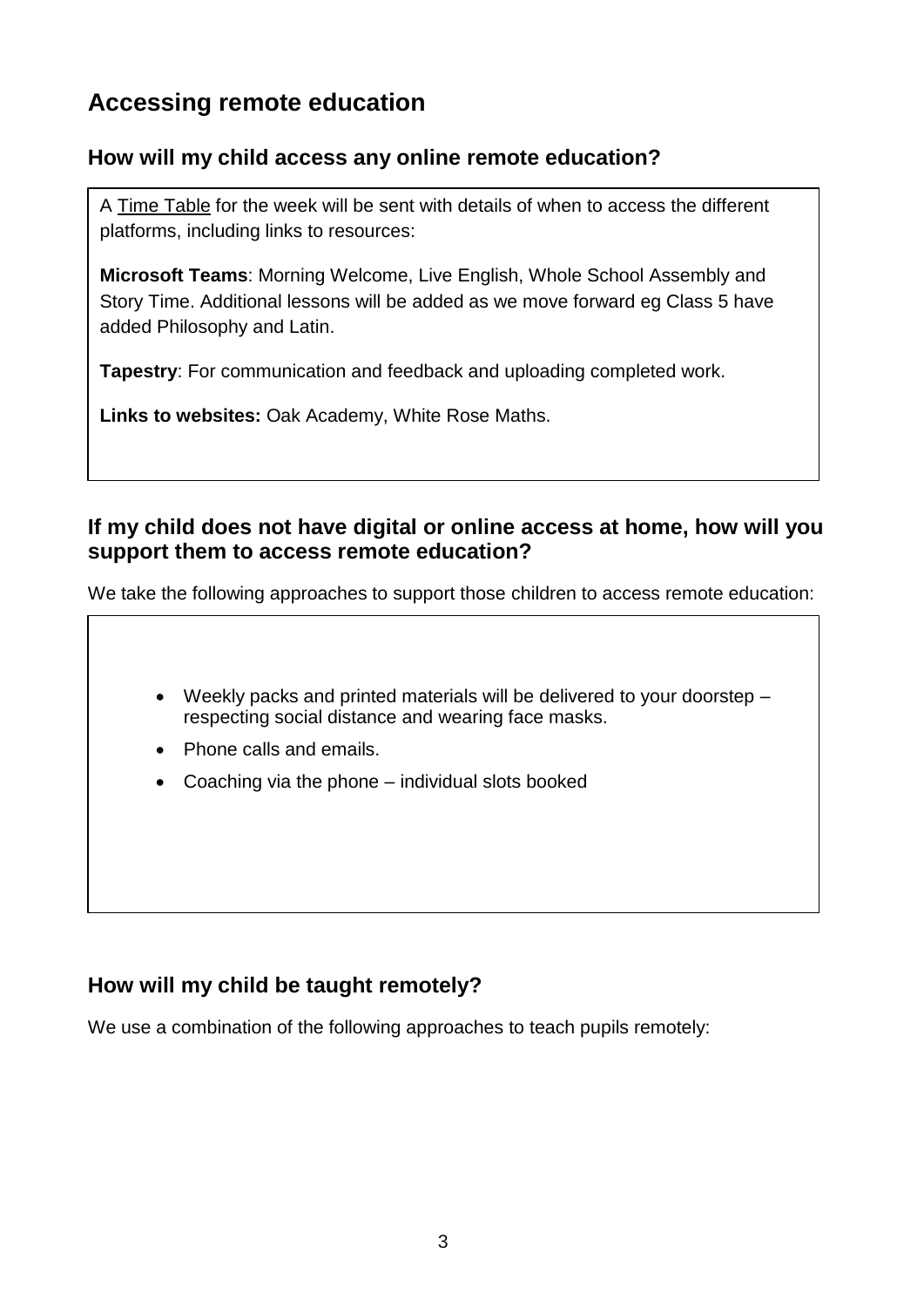## Accessing remote education

### How will my child access any online remote education?

A Time Table for the week will be sent with details of when to access the different platforms, including links to resources:

**Microsoft Teams**: Morning Welcome, Live English, Whole School Assembly and Story Time. Additional lessons will be added as we move forward eg Class 5 have added Philosophy and Latin.

**Tapestry**: For communication and feedback and uploading completed work.

**Links to websites:** Oak Academy, White Rose Maths.

### If my child does not have digital or online access at home, how will you support them to access remote education?

We take the following approaches to support those children to access remote education:

- Weekly packs and printed materials will be delivered to your doorstep – respecting social distance and wearing face masks.
- Phone calls and emails.
- Coaching via the phone – individual slots booked

### How will my child be taught remotely?

We use a combination of the following approaches to teach pupils remotely: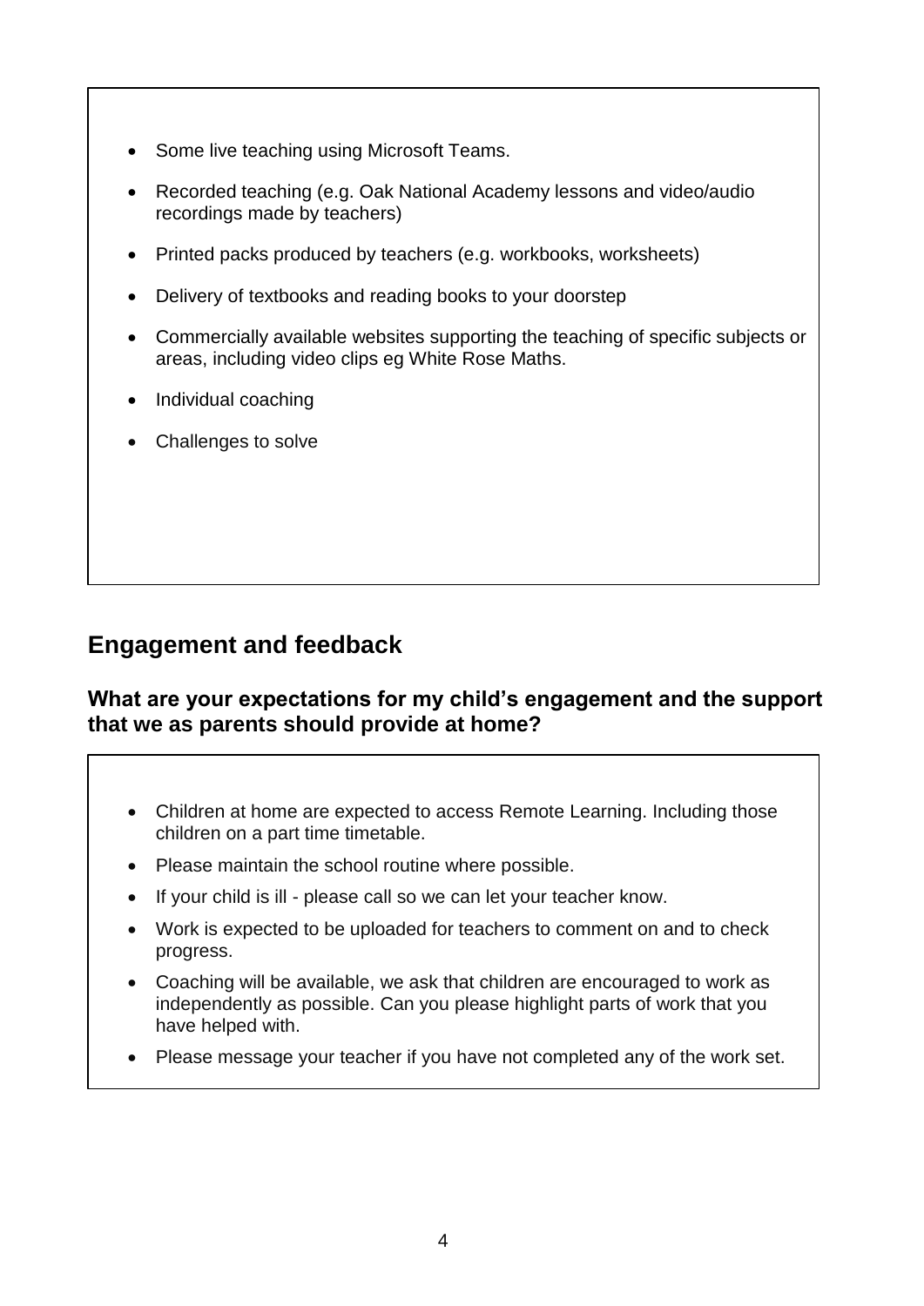- Some live teaching using Microsoft Teams.
- Recorded teaching (e.g. Oak National Academy lessons and video/audio recordings made by teachers)
- Printed packs produced by teachers (e.g. workbooks, worksheets)
- Delivery of textbooks and reading books to your doorstep
- Commercially available websites supporting the teaching of specific subjects or areas, including video clips eg White Rose Maths.
- Individual coaching
- Challenges to solve

## Engagement and feedback

### What are your expectations for my child's engagement and the support that we as parents should provide at home?

- Children at home are expected to access Remote Learning. Including those children on a part time timetable.
- Please maintain the school routine where possible.
- If your child is ill - please call so we can let your teacher know.
- Work is expected to be uploaded for teachers to comment on and to check progress.
- Coaching will be available, we ask that children are encouraged to work as independently as possible. Can you please highlight parts of work that you have helped with.
- Please message your teacher if you have not completed any of the work set.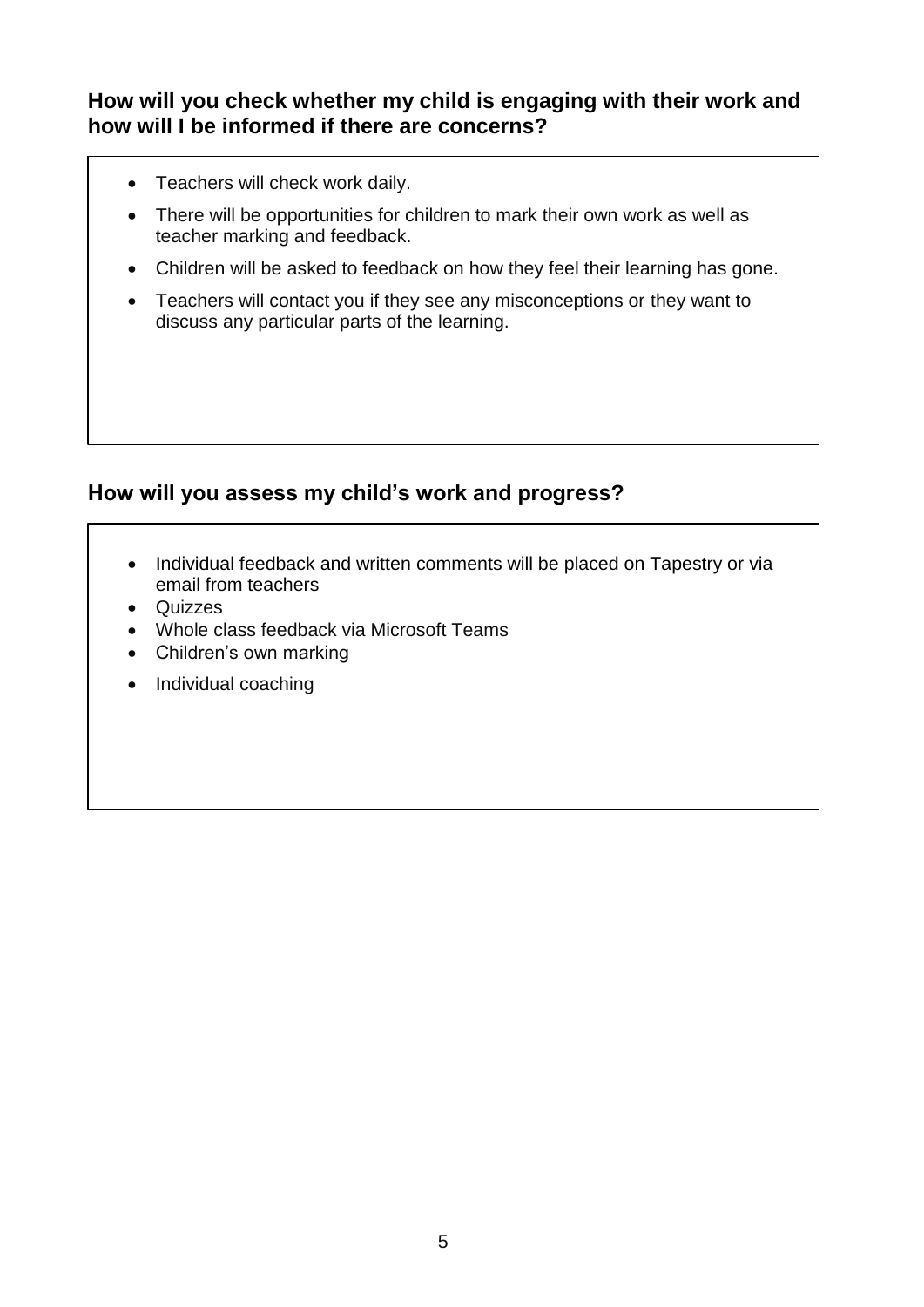## How will you check whether my child is engaging with their work and how will I be informed if there are concerns?

- Teachers will check work daily.
- There will be opportunities for children to mark their own work as well as teacher marking and feedback.
- Children will be asked to feedback on how they feel their learning has gone.
- Teachers will contact you if they see any misconceptions or they want to discuss any particular parts of the learning.

## How will you assess my child's work and progress?

- Individual feedback and written comments will be placed on Tapestry or via email from teachers
- Quizzes
- Whole class feedback via Microsoft Teams
- Children's own marking
- Individual coaching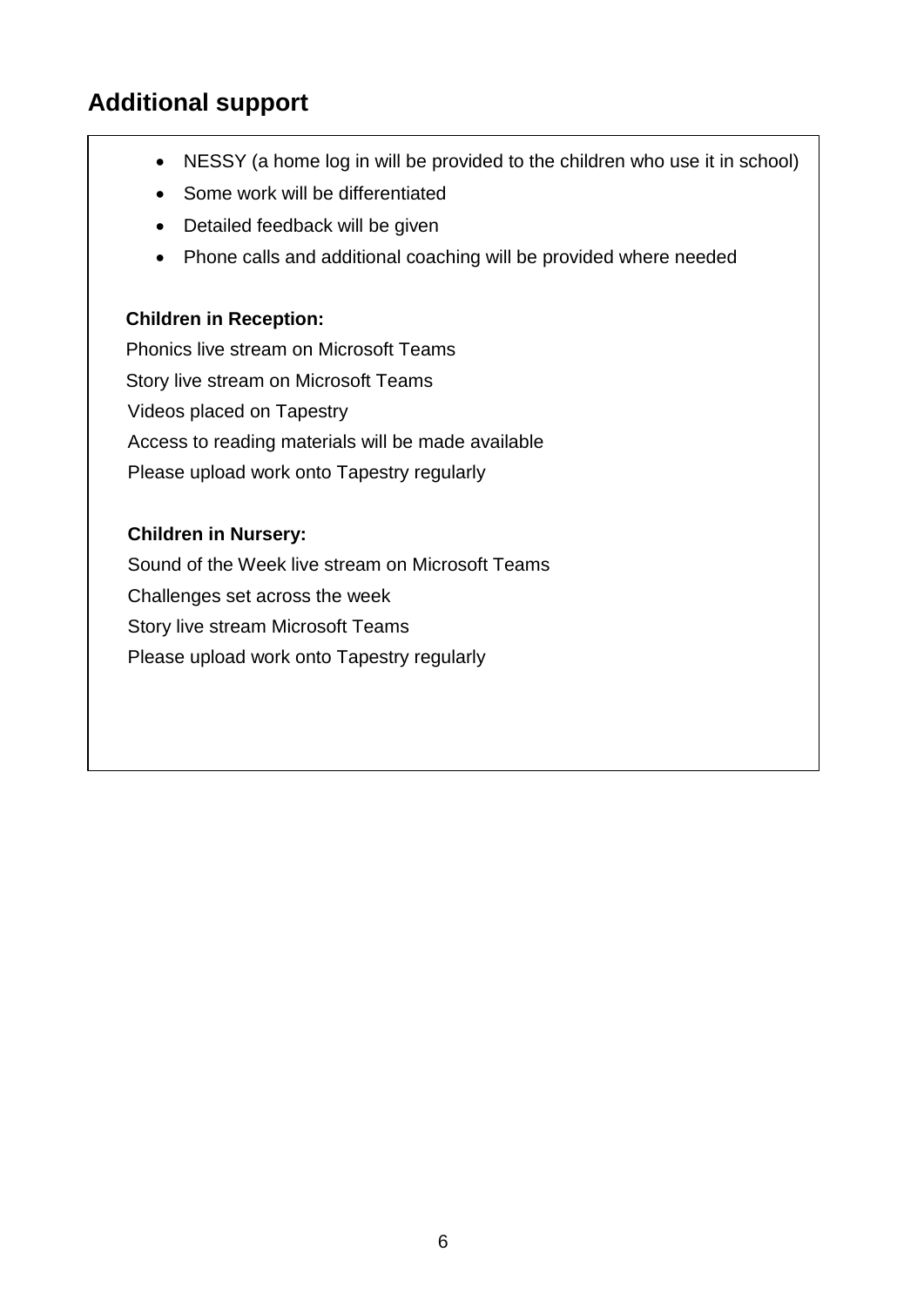## Additional support

- NESSY (a home log in will be provided to the children who use it in school)
- Some work will be differentiated
- Detailed feedback will be given
- Phone calls and additional coaching will be provided where needed

**Children in Reception:**

Phonics live stream on Microsoft Teams

Story live stream on Microsoft Teams

Videos placed on Tapestry

Access to reading materials will be made available

Please upload work onto Tapestry regularly

**Children in Nursery:**

Sound of the Week live stream on Microsoft Teams

Challenges set across the week

Story live stream Microsoft Teams

Please upload work onto Tapestry regularly